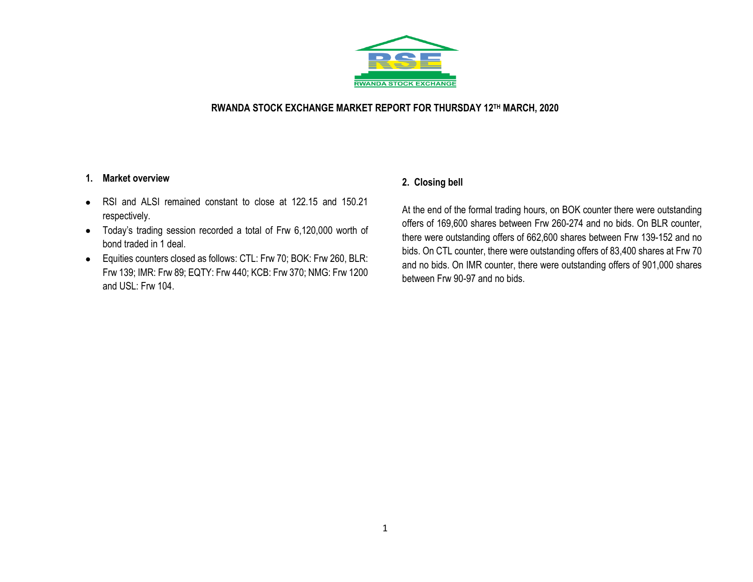RWANDA STOCK EXCHANGE

# RWANDA STOCK EXCHANGE MARKET REPORT FOR THURSDAY 12TH MARCH, 2020

## 1. Market overview

- RSI and ALSI remained constant to close at 122.15 and 150.21 respectively.
- Today's trading session recorded a total of Frw 6,120,000 worth of bond traded in 1 deal.
- Equities counters closed as follows: CTL: Frw 70; BOK: Frw 260, BLR: Frw 139; IMR: Frw 89; EQTY: Frw 440; KCB: Frw 370; NMG: Frw 1200 and USL: Frw 104.

## 2. Closing bell

At the end of the formal trading hours, on BOK counter there were outstanding offers of 169,600 shares between Frw 260-274 and no bids. On BLR counter, there were outstanding offers of 662,600 shares between Frw 139-152 and no bids. On CTL counter, there were outstanding offers of 83,400 shares at Frw 70 and no bids. On IMR counter, there were outstanding offers of 901,000 shares between Frw 90-97 and no bids.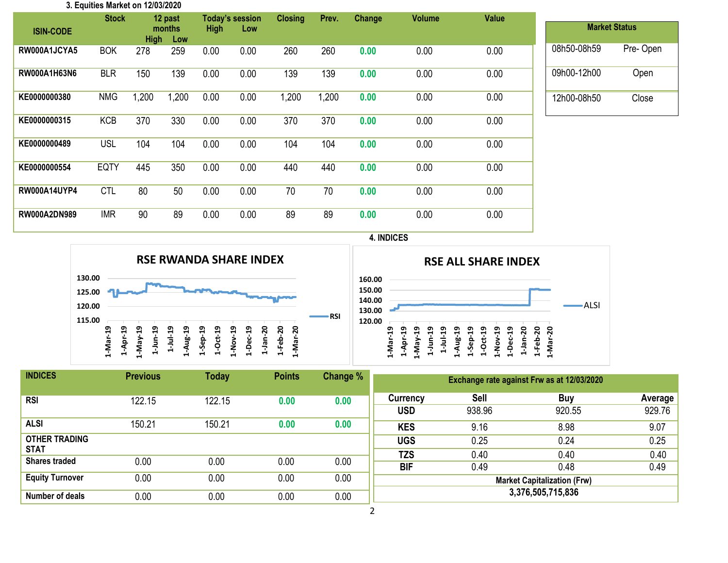## 3. Equities Market on 12/03/2020

| ISIN-CODE | Stock | 12 past months High | 12 past months Low | Today's session High | Today's session Low | Closing | Prev. | Change | Volume | Value |
|---|---|---|---|---|---|---|---|---|---|---|
| RW000A1JCYA5 | BOK | 278 | 259 | 0.00 | 0.00 | 260 | 260 | 0.00 | 0.00 | 0.00 |
| RW000A1H63N6 | BLR | 150 | 139 | 0.00 | 0.00 | 139 | 139 | 0.00 | 0.00 | 0.00 |
| KE0000000380 | NMG | 1,200 | 1,200 | 0.00 | 0.00 | 1,200 | 1,200 | 0.00 | 0.00 | 0.00 |
| KE0000000315 | KCB | 370 | 330 | 0.00 | 0.00 | 370 | 370 | 0.00 | 0.00 | 0.00 |
| KE0000000489 | USL | 104 | 104 | 0.00 | 0.00 | 104 | 104 | 0.00 | 0.00 | 0.00 |
| KE0000000554 | EQTY | 445 | 350 | 0.00 | 0.00 | 440 | 440 | 0.00 | 0.00 | 0.00 |
| RW000A14UYP4 | CTL | 80 | 50 | 0.00 | 0.00 | 70 | 70 | 0.00 | 0.00 | 0.00 |
| RW000A2DN989 | IMR | 90 | 89 | 0.00 | 0.00 | 89 | 89 | 0.00 | 0.00 | 0.00 |

| Market Status | |
|---|---|
| 08h50-08h59 | Pre- Open |
| 09h00-12h00 | Open |
| 12h00-08h50 | Close |

## 4. INDICES

| INDICES | Previous | Today | Points | Change % |
|---|---|---|---|---|
| RSI | 122.15 | 122.15 | 0.00 | 0.00 |
| ALSI | 150.21 | 150.21 | 0.00 | 0.00 |
| OTHER TRADING STAT | | | | |
| Shares traded | 0.00 | 0.00 | 0.00 | 0.00 |
| Equity Turnover | 0.00 | 0.00 | 0.00 | 0.00 |
| Number of deals | 0.00 | 0.00 | 0.00 | 0.00 |

**Exchange rate against Frw as at 12/03/2020**

| Currency | Sell | Buy | Average |
|---|---|---|---|
| USD | 938.96 | 920.55 | 929.76 |
| KES | 9.16 | 8.98 | 9.07 |
| UGS | 0.25 | 0.24 | 0.25 |
| TZS | 0.40 | 0.40 | 0.40 |
| BIF | 0.49 | 0.48 | 0.49 |

**Market Capitalization (Frw)**

**3,376,505,715,836**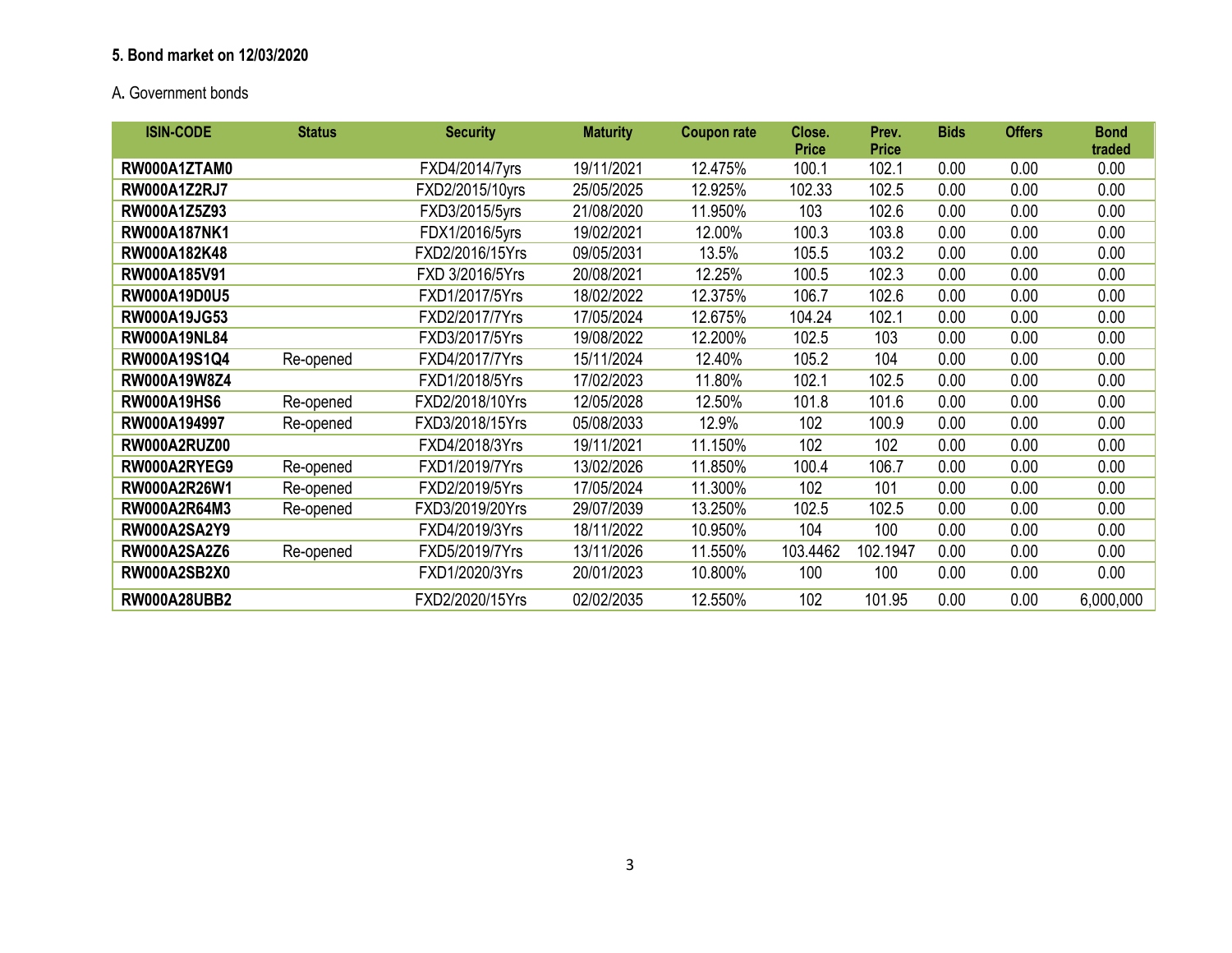**5. Bond market on 12/03/2020**

A**.** Government bonds

| ISIN-CODE | Status | Security | Maturity | Coupon rate | Close. Price | Prev. Price | Bids | Offers | Bond traded |
|---|---|---|---|---|---|---|---|---|---|
| **RW000A1ZTAM0** | | FXD4/2014/7yrs | 19/11/2021 | 12.475% | 100.1 | 102.1 | 0.00 | 0.00 | 0.00 |
| **RW000A1Z2RJ7** | | FXD2/2015/10yrs | 25/05/2025 | 12.925% | 102.33 | 102.5 | 0.00 | 0.00 | 0.00 |
| **RW000A1Z5Z93** | | FXD3/2015/5yrs | 21/08/2020 | 11.950% | 103 | 102.6 | 0.00 | 0.00 | 0.00 |
| **RW000A187NK1** | | FDX1/2016/5yrs | 19/02/2021 | 12.00% | 100.3 | 103.8 | 0.00 | 0.00 | 0.00 |
| **RW000A182K48** | | FXD2/2016/15Yrs | 09/05/2031 | 13.5% | 105.5 | 103.2 | 0.00 | 0.00 | 0.00 |
| **RW000A185V91** | | FXD 3/2016/5Yrs | 20/08/2021 | 12.25% | 100.5 | 102.3 | 0.00 | 0.00 | 0.00 |
| **RW000A19D0U5** | | FXD1/2017/5Yrs | 18/02/2022 | 12.375% | 106.7 | 102.6 | 0.00 | 0.00 | 0.00 |
| **RW000A19JG53** | | FXD2/2017/7Yrs | 17/05/2024 | 12.675% | 104.24 | 102.1 | 0.00 | 0.00 | 0.00 |
| **RW000A19NL84** | | FXD3/2017/5Yrs | 19/08/2022 | 12.200% | 102.5 | 103 | 0.00 | 0.00 | 0.00 |
| **RW000A19S1Q4** | Re-opened | FXD4/2017/7Yrs | 15/11/2024 | 12.40% | 105.2 | 104 | 0.00 | 0.00 | 0.00 |
| **RW000A19W8Z4** | | FXD1/2018/5Yrs | 17/02/2023 | 11.80% | 102.1 | 102.5 | 0.00 | 0.00 | 0.00 |
| **RW000A19HS6** | Re-opened | FXD2/2018/10Yrs | 12/05/2028 | 12.50% | 101.8 | 101.6 | 0.00 | 0.00 | 0.00 |
| RW000A194997 | Re-opened | FXD3/2018/15Yrs | 05/08/2033 | 12.9% | 102 | 100.9 | 0.00 | 0.00 | 0.00 |
| **RW000A2RUZ00** | | FXD4/2018/3Yrs | 19/11/2021 | 11.150% | 102 | 102 | 0.00 | 0.00 | 0.00 |
| **RW000A2RYEG9** | Re-opened | FXD1/2019/7Yrs | 13/02/2026 | 11.850% | 100.4 | 106.7 | 0.00 | 0.00 | 0.00 |
| **RW000A2R26W1** | Re-opened | FXD2/2019/5Yrs | 17/05/2024 | 11.300% | 102 | 101 | 0.00 | 0.00 | 0.00 |
| **RW000A2R64M3** | Re-opened | FXD3/2019/20Yrs | 29/07/2039 | 13.250% | 102.5 | 102.5 | 0.00 | 0.00 | 0.00 |
| **RW000A2SA2Y9** | | FXD4/2019/3Yrs | 18/11/2022 | 10.950% | 104 | 100 | 0.00 | 0.00 | 0.00 |
| **RW000A2SA2Z6** | Re-opened | FXD5/2019/7Yrs | 13/11/2026 | 11.550% | 103.4462 | 102.1947 | 0.00 | 0.00 | 0.00 |
| **RW000A2SB2X0** | | FXD1/2020/3Yrs | 20/01/2023 | 10.800% | 100 | 100 | 0.00 | 0.00 | 0.00 |
| **RW000A28UBB2** | | FXD2/2020/15Yrs | 02/02/2035 | 12.550% | 102 | 101.95 | 0.00 | 0.00 | 6,000,000 |